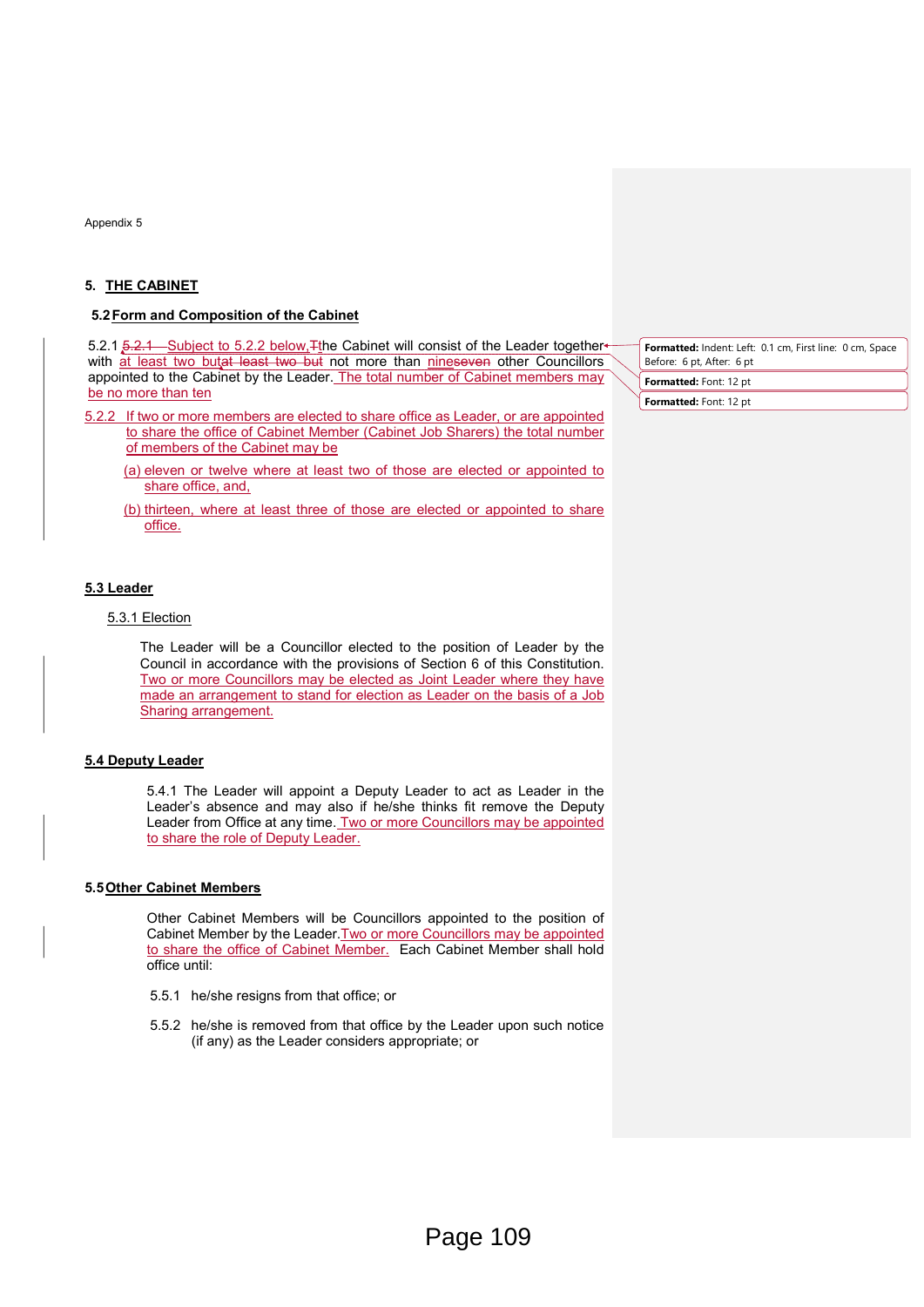Appendix 5

## 5. THE CABINET

### 5.2 Form and Composition of the Cabinet

5.2.1 ~~5.2.1~~ Subject to 5.2.2 below, ~~T~~the Cabinet will consist of the Leader together with at least two but~~at least two but~~ not more than nine~~seven~~ other Councillors appointed to the Cabinet by the Leader. The total number of Cabinet members may be no more than ten

5.2.2 If two or more members are elected to share office as Leader, or are appointed to share the office of Cabinet Member (Cabinet Job Sharers) the total number of members of the Cabinet may be

(a) eleven or twelve where at least two of those are elected or appointed to share office, and,

(b) thirteen, where at least three of those are elected or appointed to share office.

### 5.3 Leader

5.3.1 Election

The Leader will be a Councillor elected to the position of Leader by the Council in accordance with the provisions of Section 6 of this Constitution. Two or more Councillors may be elected as Joint Leader where they have made an arrangement to stand for election as Leader on the basis of a Job Sharing arrangement.

### 5.4 Deputy Leader

5.4.1 The Leader will appoint a Deputy Leader to act as Leader in the Leader's absence and may also if he/she thinks fit remove the Deputy Leader from Office at any time. Two or more Councillors may be appointed to share the role of Deputy Leader.

### 5.5 Other Cabinet Members

Other Cabinet Members will be Councillors appointed to the position of Cabinet Member by the Leader. Two or more Councillors may be appointed to share the office of Cabinet Member. Each Cabinet Member shall hold office until:

5.5.1 he/she resigns from that office; or

5.5.2 he/she is removed from that office by the Leader upon such notice (if any) as the Leader considers appropriate; or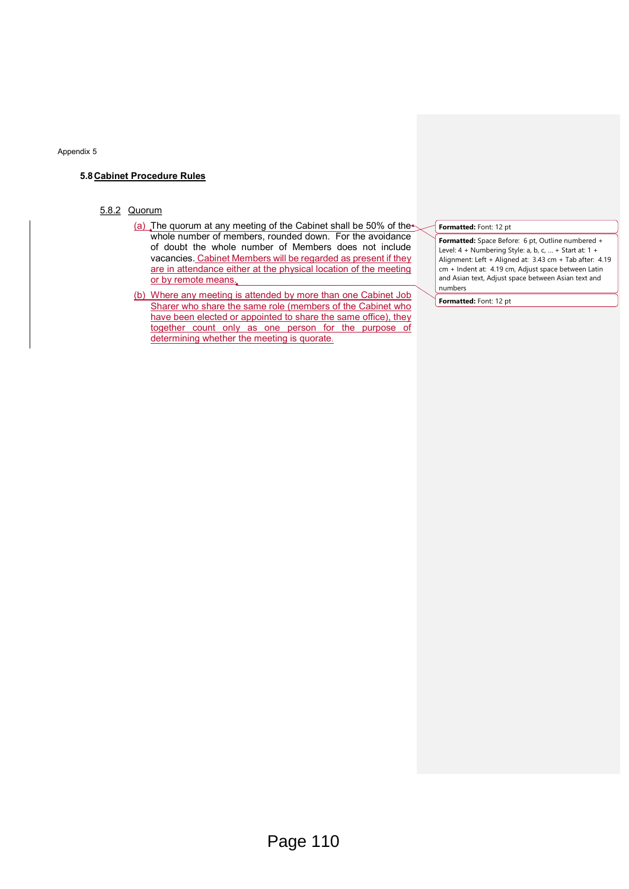Appendix 5

## 5.8 Cabinet Procedure Rules

### 5.8.2 Quorum

(a) The quorum at any meeting of the Cabinet shall be 50% of the whole number of members, rounded down. For the avoidance of doubt the whole number of Members does not include vacancies. Cabinet Members will be regarded as present if they are in attendance either at the physical location of the meeting or by remote means.

(b) Where any meeting is attended by more than one Cabinet Job Sharer who share the same role (members of the Cabinet who have been elected or appointed to share the same office), they together count only as one person for the purpose of determining whether the meeting is quorate.

Formatted: Font: 12 pt

Formatted: Space Before: 6 pt, Outline numbered + Level: 4 + Numbering Style: a, b, c, … + Start at: 1 + Alignment: Left + Aligned at: 3.43 cm + Tab after: 4.19 cm + Indent at: 4.19 cm, Adjust space between Latin and Asian text, Adjust space between Asian text and numbers

Formatted: Font: 12 pt